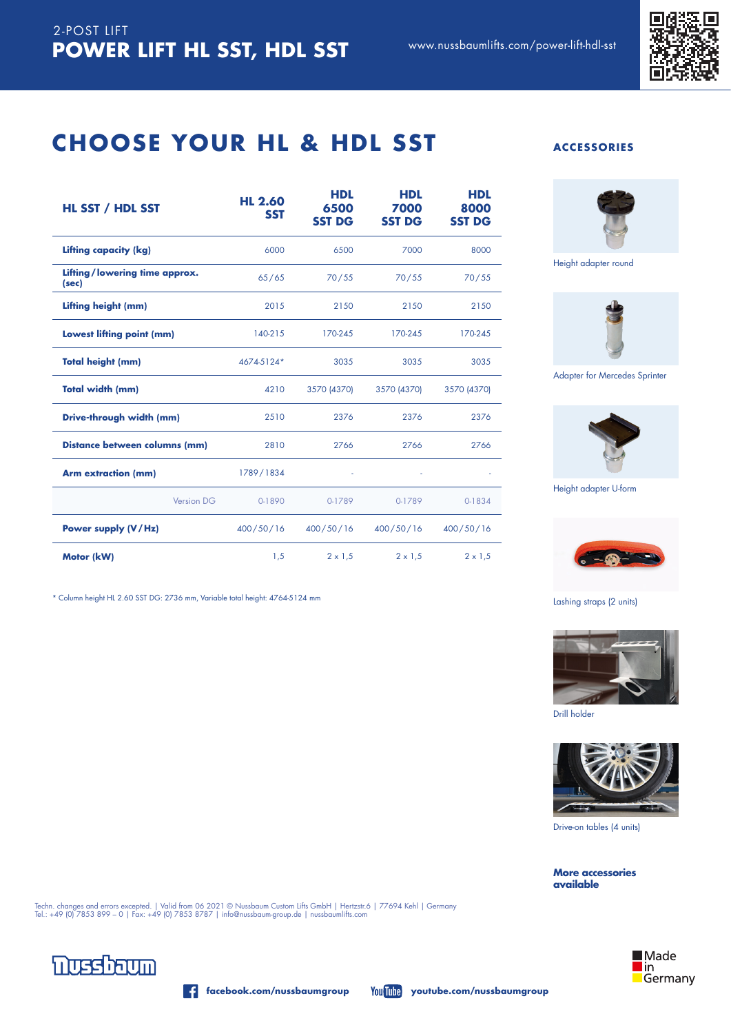2-POST LIFT

# POWER LIFT HL SST, HDL SST

www.nussbaumlifts.com/power-lift-hdl-sst

## CHOOSE YOUR HL & HDL SST

| HL SST / HDL SST | HL 2.60 SST | HDL 6500 SST DG | HDL 7000 SST DG | HDL 8000 SST DG |
|---|---|---|---|---|
| **Lifting capacity (kg)** | 6000 | 6500 | 7000 | 8000 |
| **Lifting / lowering time approx. (sec)** | 65 / 65 | 70 / 55 | 70 / 55 | 70 / 55 |
| **Lifting height (mm)** | 2015 | 2150 | 2150 | 2150 |
| **Lowest lifting point (mm)** | 140-215 | 170-245 | 170-245 | 170-245 |
| **Total height (mm)** | 4674-5124* | 3035 | 3035 | 3035 |
| **Total width (mm)** | 4210 | 3570 (4370) | 3570 (4370) | 3570 (4370) |
| **Drive-through width (mm)** | 2510 | 2376 | 2376 | 2376 |
| **Distance between columns (mm)** | 2810 | 2766 | 2766 | 2766 |
| **Arm extraction (mm)** | 1789 / 1834 | - | - | - |
| Version DG | 0-1890 | 0-1789 | 0-1789 | 0-1834 |
| **Power supply (V / Hz)** | 400 / 50 / 16 | 400 / 50 / 16 | 400 / 50 / 16 | 400 / 50 / 16 |
| **Motor (kW)** | 1,5 | 2 x 1,5 | 2 x 1,5 | 2 x 1,5 |

* Column height HL 2.60 SST DG: 2736 mm, Variable total height: 4764-5124 mm

## ACCESSORIES

Height adapter round

Adapter for Mercedes Sprinter

Height adapter U-form

Lashing straps (2 units)

Drill holder

Drive-on tables (4 units)

**More accessories available**

Techn. changes and errors excepted. | Valid from 06 2021 © Nussbaum Custom Lifts GmbH | Hertzstr.6 | 77694 Kehl | Germany
Tel.: +49 (0) 7853 899 – 0 | Fax: +49 (0) 7853 8787 | info@nussbaum-group.de | nussbaumlifts.com

Nussbaum

Made in Germany

**facebook.com/nussbaumgroup** **youtube.com/nussbaumgroup**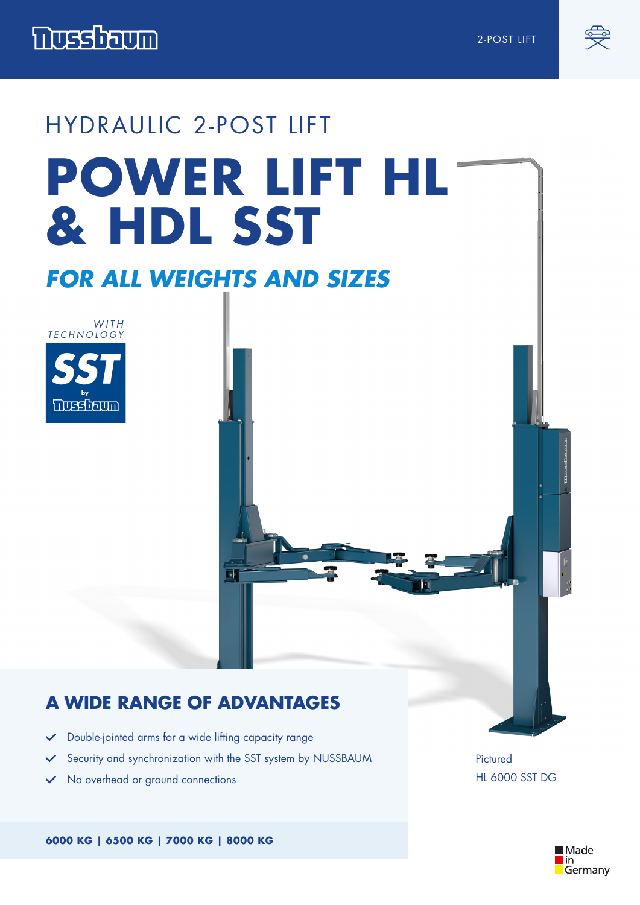2-POST LIFT

# HYDRAULIC 2-POST LIFT

# POWER LIFT HL & HDL SST

## *FOR ALL WEIGHTS AND SIZES*

*WITH TECHNOLOGY*

**SST** by Nussbaum

## A WIDE RANGE OF ADVANTAGES

- Double-jointed arms for a wide lifting capacity range
- Security and synchronization with the SST system by NUSSBAUM
- No overhead or ground connections

Pictured
HL 6000 SST DG

**6000 KG | 6500 KG | 7000 KG | 8000 KG**

Made in Germany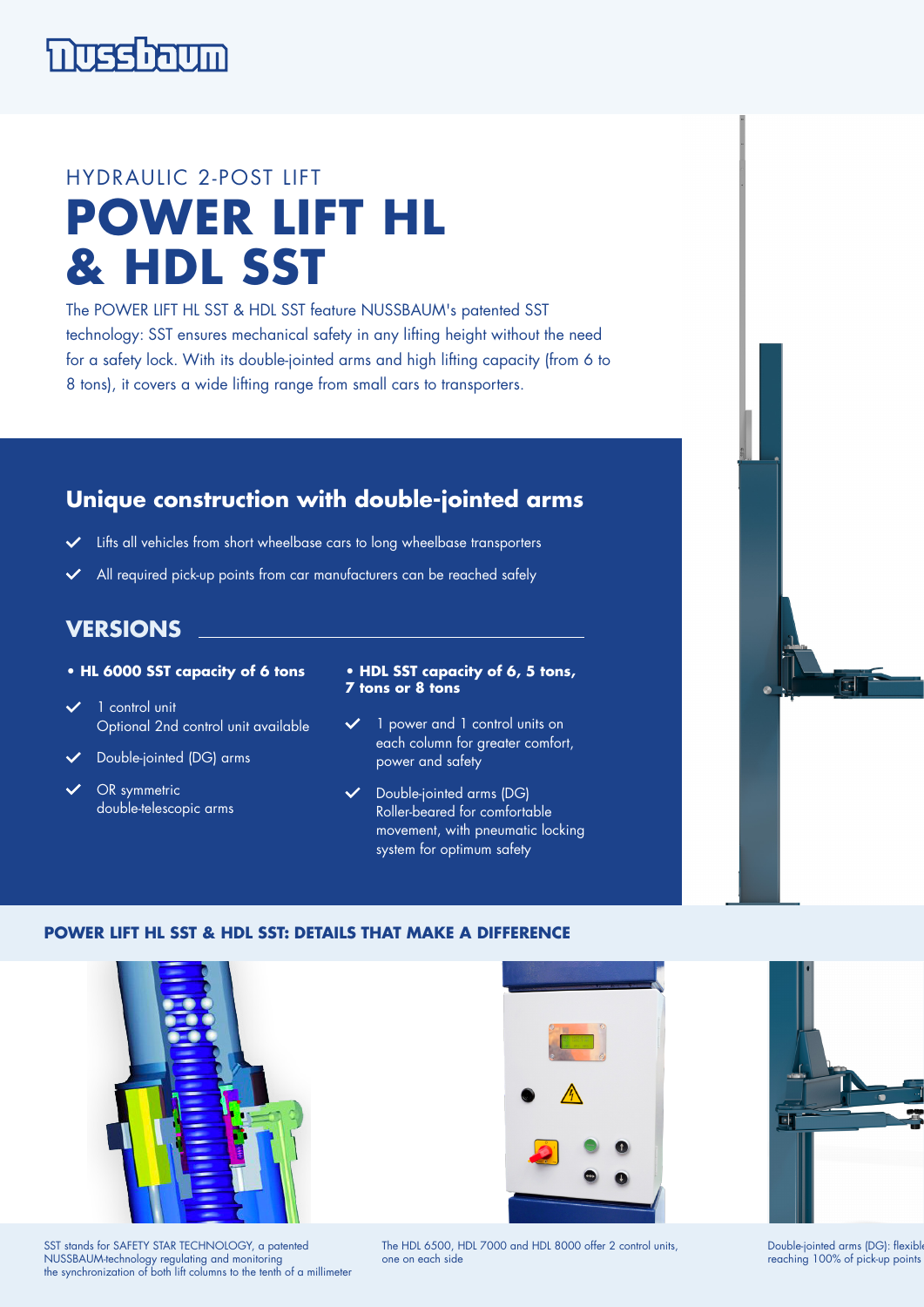Nussbaum

HYDRAULIC 2-POST LIFT

# POWER LIFT HL & HDL SST

The POWER LIFT HL SST & HDL SST feature NUSSBAUM's patented SST technology: SST ensures mechanical safety in any lifting height without the need for a safety lock. With its double-jointed arms and high lifting capacity (from 6 to 8 tons), it covers a wide lifting range from small cars to transporters.

## Unique construction with double-jointed arms

- Lifts all vehicles from short wheelbase cars to long wheelbase transporters
- All required pick-up points from car manufacturers can be reached safely

## VERSIONS

**• HL 6000 SST capacity of 6 tons**

- 1 control unit
  Optional 2nd control unit available
- Double-jointed (DG) arms
- OR symmetric
  double-telescopic arms

**• HDL SST capacity of 6, 5 tons, 7 tons or 8 tons**

- 1 power and 1 control units on each column for greater comfort, power and safety
- Double-jointed arms (DG)
  Roller-beared for comfortable movement, with pneumatic locking system for optimum safety

## POWER LIFT HL SST & HDL SST: DETAILS THAT MAKE A DIFFERENCE

SST stands for SAFETY STAR TECHNOLOGY, a patented NUSSBAUM-technology regulating and monitoring the synchronization of both lift columns to the tenth of a millimeter

The HDL 6500, HDL 7000 and HDL 8000 offer 2 control units, one on each side

Double-jointed arms (DG): flexible reaching 100% of pick-up points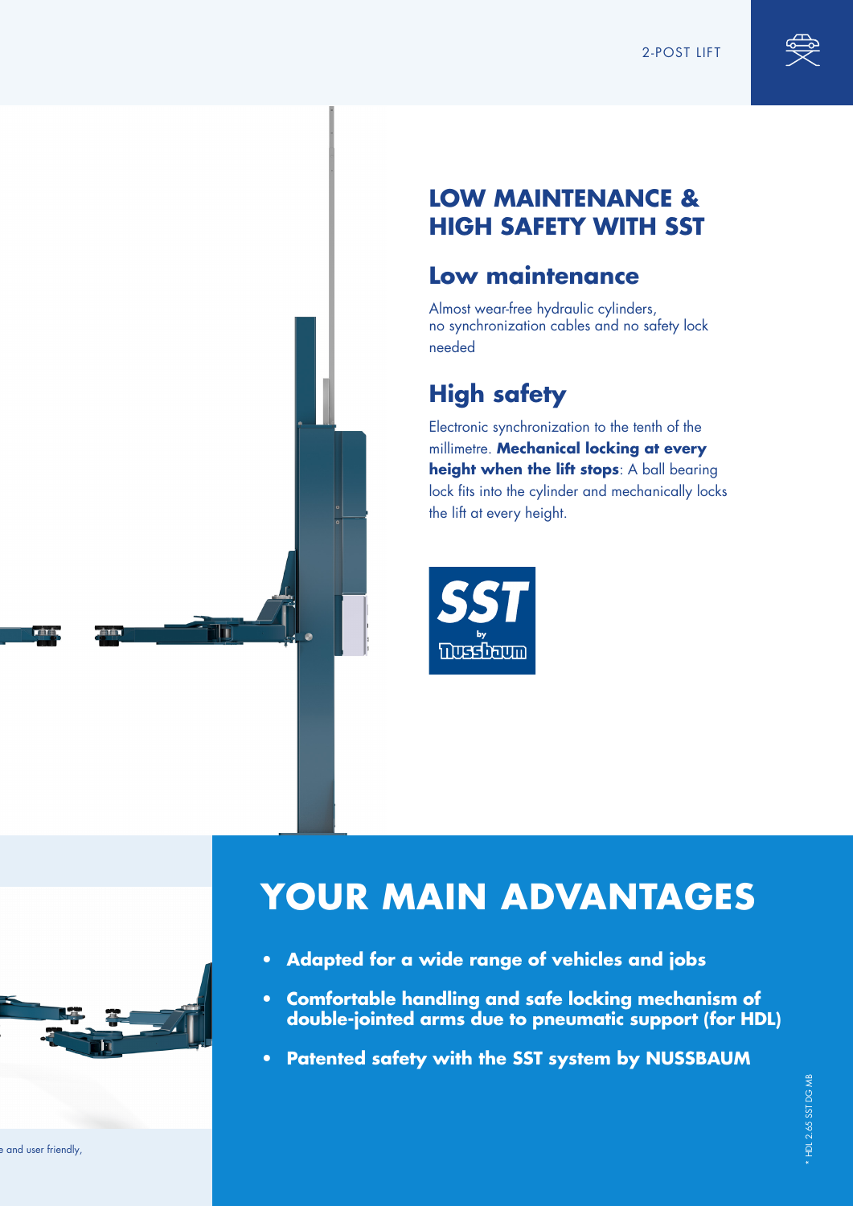## LOW MAINTENANCE & HIGH SAFETY WITH SST

### Low maintenance

Almost wear-free hydraulic cylinders, no synchronization cables and no safety lock needed

### High safety

Electronic synchronization to the tenth of the millimetre. **Mechanical locking at every height when the lift stops**: A ball bearing lock fits into the cylinder and mechanically locks the lift at every height.

SST by Nussbaum

e and user friendly,

# YOUR MAIN ADVANTAGES

- **Adapted for a wide range of vehicles and jobs**
- **Comfortable handling and safe locking mechanism of double-jointed arms due to pneumatic support (for HDL)**
- **Patented safety with the SST system by NUSSBAUM**

* HDL 2.65 SST DG MB